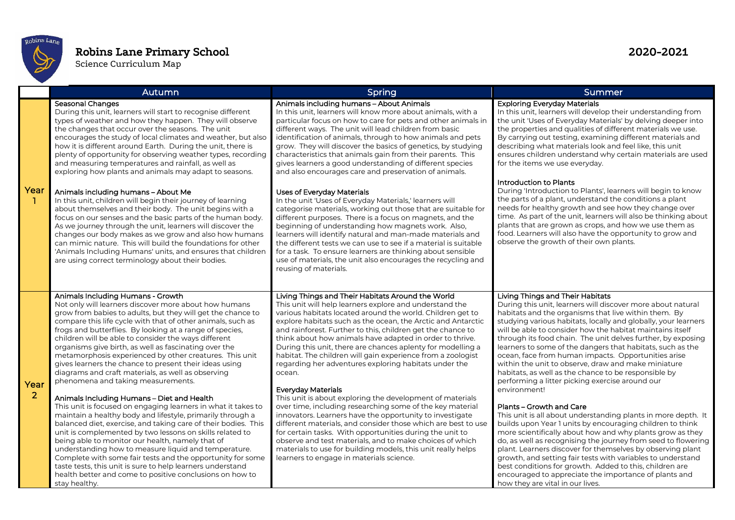# Robins Lane Primary School

Science Curriculum Map

2020-2021

| | Autumn | Spring | Summer |
|---|---|---|---|
| Year 1 | **Seasonal Changes**<br>During this unit, learners will start to recognise different types of weather and how they happen. They will observe the changes that occur over the seasons. The unit encourages the study of local climates and weather, but also how it is different around Earth. During the unit, there is plenty of opportunity for observing weather types, recording and measuring temperatures and rainfall, as well as exploring how plants and animals may adapt to seasons.<br><br>**Animals including humans – About Me**<br>In this unit, children will begin their journey of learning about themselves and their body. The unit begins with a focus on our senses and the basic parts of the human body. As we journey through the unit, learners will discover the changes our body makes as we grow and also how humans can mimic nature. This will build the foundations for other 'Animals Including Humans' units, and ensures that children are using correct terminology about their bodies. | **Animals including humans – About Animals**<br>In this unit, learners will know more about animals, with a particular focus on how to care for pets and other animals in different ways. The unit will lead children from basic identification of animals, through to how animals and pets grow. They will discover the basics of genetics, by studying characteristics that animals gain from their parents. This gives learners a good understanding of different species and also encourages care and preservation of animals.<br><br>**Uses of Everyday Materials**<br>In the unit 'Uses of Everyday Materials,' learners will categorise materials, working out those that are suitable for different purposes. There is a focus on magnets, and the beginning of understanding how magnets work. Also, learners will identify natural and man-made materials and the different tests we can use to see if a material is suitable for a task. To ensure learners are thinking about sensible use of materials, the unit also encourages the recycling and reusing of materials. | **Exploring Everyday Materials**<br>In this unit, learners will develop their understanding from the unit 'Uses of Everyday Materials' by delving deeper into the properties and qualities of different materials we use. By carrying out testing, examining different materials and describing what materials look and feel like, this unit ensures children understand why certain materials are used for the items we use everyday.<br><br>**Introduction to Plants**<br>During 'Introduction to Plants', learners will begin to know the parts of a plant, understand the conditions a plant needs for healthy growth and see how they change over time. As part of the unit, learners will also be thinking about plants that are grown as crops, and how we use them as food. Learners will also have the opportunity to grow and observe the growth of their own plants. |
| Year 2 | **Animals Including Humans - Growth**<br>Not only will learners discover more about how humans grow from babies to adults, but they will get the chance to compare this life cycle with that of other animals, such as frogs and butterflies. By looking at a range of species, children will be able to consider the ways different organisms give birth, as well as fascinating over the metamorphosis experienced by other creatures. This unit gives learners the chance to present their ideas using diagrams and craft materials, as well as observing phenomena and taking measurements.<br><br>**Animals Including Humans – Diet and Health**<br>This unit is focused on engaging learners in what it takes to maintain a healthy body and lifestyle, primarily through a balanced diet, exercise, and taking care of their bodies. This unit is complemented by two lessons on skills related to being able to monitor our health, namely that of understanding how to measure liquid and temperature. Complete with some fair tests and the opportunity for some taste tests, this unit is sure to help learners understand health better and come to positive conclusions on how to stay healthy. | **Living Things and Their Habitats Around the World**<br>This unit will help learners explore and understand the various habitats located around the world. Children get to explore habitats such as the ocean, the Arctic and Antarctic and rainforest. Further to this, children get the chance to think about how animals have adapted in order to thrive. During this unit, there are chances aplenty for modelling a habitat. The children will gain experience from a zoologist regarding her adventures exploring habitats under the ocean.<br><br>**Everyday Materials**<br>This unit is about exploring the development of materials over time, including researching some of the key material innovators. Learners have the opportunity to investigate different materials, and consider those which are best to use for certain tasks. With opportunities during the unit to observe and test materials, and to make choices of which materials to use for building models, this unit really helps learners to engage in materials science. | **Living Things and Their Habitats**<br>During this unit, learners will discover more about natural habitats and the organisms that live within them. By studying various habitats, locally and globally, your learners will be able to consider how the habitat maintains itself through its food chain. The unit delves further, by exposing learners to some of the dangers that habitats, such as the ocean, face from human impacts. Opportunities arise within the unit to observe, draw and make miniature habitats, as well as the chance to be responsible by performing a litter picking exercise around our environment!<br><br>**Plants – Growth and Care**<br>This unit is all about understanding plants in more depth. It builds upon Year 1 units by encouraging children to think more scientifically about how and why plants grow as they do, as well as recognising the journey from seed to flowering plant. Learners discover for themselves by observing plant growth, and setting fair tests with variables to understand best conditions for growth. Added to this, children are encouraged to appreciate the importance of plants and how they are vital in our lives. |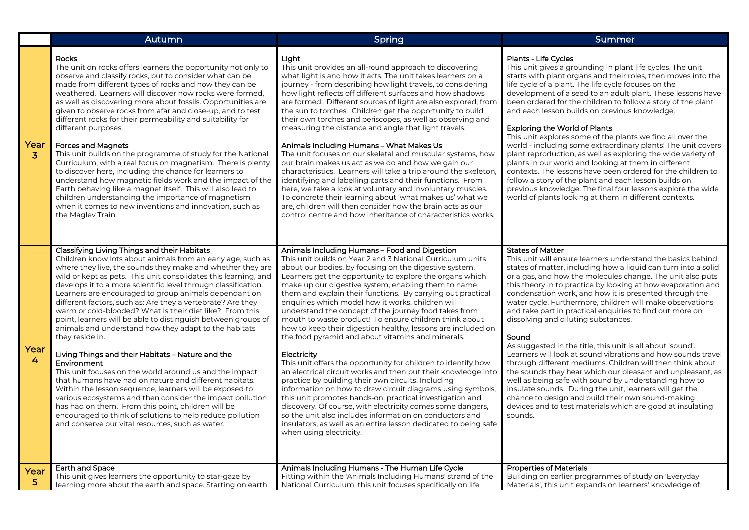| | Autumn | Spring | Summer |
|---|---|---|---|
| | | | |
| Year 3 | **Rocks**<br>The unit on rocks offers learners the opportunity not only to observe and classify rocks, but to consider what can be made from different types of rocks and how they can be weathered. Learners will discover how rocks were formed, as well as discovering more about fossils. Opportunities are given to observe rocks from afar and close-up, and to test different rocks for their permeability and suitability for different purposes.<br><br>**Forces and Magnets**<br>This unit builds on the programme of study for the National Curriculum, with a real focus on magnetism. There is plenty to discover here, including the chance for learners to understand how magnetic fields work and the impact of the Earth behaving like a magnet itself. This will also lead to children understanding the importance of magnetism when it comes to new inventions and innovation, such as the Maglev Train. | **Light**<br>This unit provides an all-round approach to discovering what light is and how it acts. The unit takes learners on a journey - from describing how light travels, to considering how light reflects off different surfaces and how shadows are formed. Different sources of light are also explored, from the sun to torches. Children get the opportunity to build their own torches and periscopes, as well as observing and measuring the distance and angle that light travels.<br><br>**Animals Including Humans – What Makes Us**<br>The unit focuses on our skeletal and muscular systems, how our brain makes us act as we do and how we gain our characteristics. Learners will take a trip around the skeleton, identifying and labelling parts and their functions. From here, we take a look at voluntary and involuntary muscles. To concrete their learning about 'what makes us' what we are, children will then consider how the brain acts as our control centre and how inheritance of characteristics works. | **Plants - Life Cycles**<br>This unit gives a grounding in plant life cycles. The unit starts with plant organs and their roles, then moves into the life cycle of a plant. The life cycle focuses on the development of a seed to an adult plant. These lessons have been ordered for the children to follow a story of the plant and each lesson builds on previous knowledge.<br><br>**Exploring the World of Plants**<br>This unit explores some of the plants we find all over the world - including some extraordinary plants! The unit covers plant reproduction, as well as exploring the wide variety of plants in our world and looking at them in different contexts. The lessons have been ordered for the children to follow a story of the plant and each lesson builds on previous knowledge. The final four lessons explore the wide world of plants looking at them in different contexts. |
| Year 4 | **Classifying Living Things and their Habitats**<br>Children know lots about animals from an early age, such as where they live, the sounds they make and whether they are wild or kept as pets. This unit consolidates this learning, and develops it to a more scientific level through classification. Learners are encouraged to group animals dependant on different factors, such as: Are they a vertebrate? Are they warm or cold-blooded? What is their diet like? From this point, learners will be able to distinguish between groups of animals and understand how they adapt to the habitats they reside in.<br><br>**Living Things and their Habitats – Nature and the Environment**<br>This unit focuses on the world around us and the impact that humans have had on nature and different habitats. Within the lesson sequence, learners will be exposed to various ecosystems and then consider the impact pollution has had on them. From this point, children will be encouraged to think of solutions to help reduce pollution and conserve our vital resources, such as water. | **Animals Including Humans – Food and Digestion**<br>This unit builds on Year 2 and 3 National Curriculum units about our bodies, by focusing on the digestive system. Learners get the opportunity to explore the organs which make up our digestive system, enabling them to name them and explain their functions. By carrying out practical enquiries which model how it works, children will understand the concept of the journey food takes from mouth to waste product! To ensure children think about how to keep their digestion healthy, lessons are included on the food pyramid and about vitamins and minerals.<br><br>**Electricity**<br>This unit offers the opportunity for children to identify how an electrical circuit works and then put their knowledge into practice by building their own circuits. Including information on how to draw circuit diagrams using symbols, this unit promotes hands-on, practical investigation and discovery. Of course, with electricity comes some dangers, so the unit also includes information on conductors and insulators, as well as an entire lesson dedicated to being safe when using electricity. | **States of Matter**<br>This unit will ensure learners understand the basics behind states of matter, including how a liquid can turn into a solid or a gas, and how the molecules change. The unit also puts this theory in to practice by looking at how evaporation and condensation work, and how it is presented through the water cycle. Furthermore, children will make observations and take part in practical enquiries to find out more on dissolving and diluting substances.<br><br>**Sound**<br>As suggested in the title, this unit is all about 'sound'. Learners will look at sound vibrations and how sounds travel through different mediums. Children will then think about the sounds they hear which our pleasant and unpleasant, as well as being safe with sound by understanding how to insulate sounds. During the unit, learners will get the chance to design and build their own sound-making devices and to test materials which are good at insulating sounds. |
| Year 5 | **Earth and Space**<br>This unit gives learners the opportunity to star-gaze by learning more about the earth and space. Starting on earth | **Animals Including Humans - The Human Life Cycle**<br>Fitting within the 'Animals Including Humans' strand of the National Curriculum, this unit focuses specifically on life | **Properties of Materials**<br>Building on earlier programmes of study on 'Everyday Materials', this unit expands on learners' knowledge of |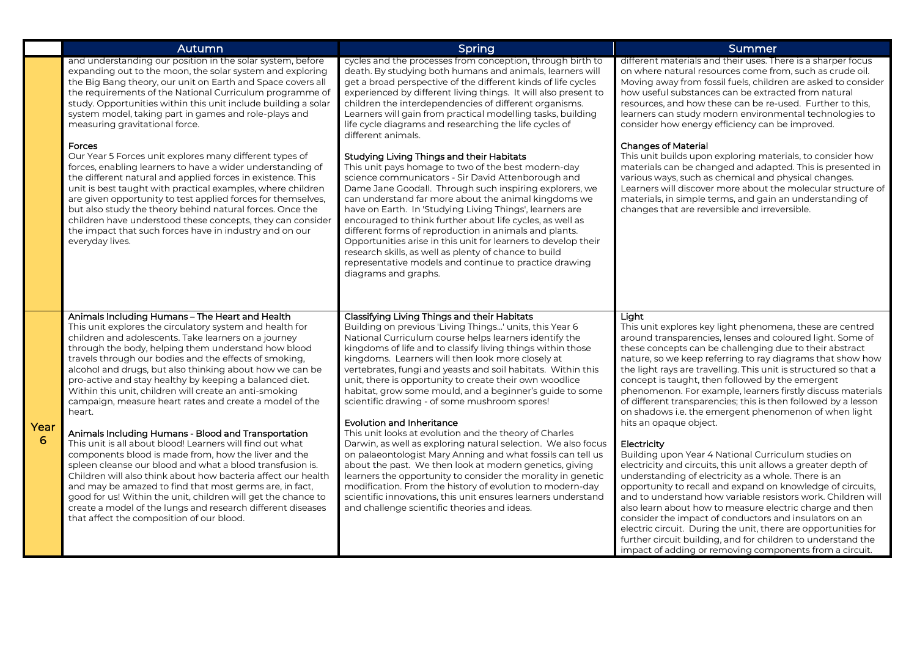| | Autumn | Spring | Summer |
|---|---|---|---|
| | and understanding our position in the solar system, before expanding out to the moon, the solar system and exploring the Big Bang theory, our unit on Earth and Space covers all the requirements of the National Curriculum programme of study. Opportunities within this unit include building a solar system model, taking part in games and role-plays and measuring gravitational force.<br><br>**Forces**<br>Our Year 5 Forces unit explores many different types of forces, enabling learners to have a wider understanding of the different natural and applied forces in existence. This unit is best taught with practical examples, where children are given opportunity to test applied forces for themselves, but also study the theory behind natural forces. Once the children have understood these concepts, they can consider the impact that such forces have in industry and on our everyday lives. | cycles and the processes from conception, through birth to death. By studying both humans and animals, learners will get a broad perspective of the different kinds of life cycles experienced by different living things. It will also present to children the interdependencies of different organisms. Learners will gain from practical modelling tasks, building life cycle diagrams and researching the life cycles of different animals.<br><br>**Studying Living Things and their Habitats**<br>This unit pays homage to two of the best modern-day science communicators - Sir David Attenborough and Dame Jane Goodall. Through such inspiring explorers, we can understand far more about the animal kingdoms we have on Earth. In 'Studying Living Things', learners are encouraged to think further about life cycles, as well as different forms of reproduction in animals and plants. Opportunities arise in this unit for learners to develop their research skills, as well as plenty of chance to build representative models and continue to practice drawing diagrams and graphs. | different materials and their uses. There is a sharper focus on where natural resources come from, such as crude oil. Moving away from fossil fuels, children are asked to consider how useful substances can be extracted from natural resources, and how these can be re-used. Further to this, learners can study modern environmental technologies to consider how energy efficiency can be improved.<br><br>**Changes of Material**<br>This unit builds upon exploring materials, to consider how materials can be changed and adapted. This is presented in various ways, such as chemical and physical changes. Learners will discover more about the molecular structure of materials, in simple terms, and gain an understanding of changes that are reversible and irreversible. |
| Year 6 | **Animals Including Humans – The Heart and Health**<br>This unit explores the circulatory system and health for children and adolescents. Take learners on a journey through the body, helping them understand how blood travels through our bodies and the effects of smoking, alcohol and drugs, but also thinking about how we can be pro-active and stay healthy by keeping a balanced diet. Within this unit, children will create an anti-smoking campaign, measure heart rates and create a model of the heart.<br><br>**Animals Including Humans - Blood and Transportation**<br>This unit is all about blood! Learners will find out what components blood is made from, how the liver and the spleen cleanse our blood and what a blood transfusion is. Children will also think about how bacteria affect our health and may be amazed to find that most germs are, in fact, good for us! Within the unit, children will get the chance to create a model of the lungs and research different diseases that affect the composition of our blood. | **Classifying Living Things and their Habitats**<br>Building on previous 'Living Things…' units, this Year 6 National Curriculum course helps learners identify the kingdoms of life and to classify living things within those kingdoms. Learners will then look more closely at vertebrates, fungi and yeasts and soil habitats. Within this unit, there is opportunity to create their own woodlice habitat, grow some mould, and a beginner's guide to some scientific drawing - of some mushroom spores!<br><br>**Evolution and Inheritance**<br>This unit looks at evolution and the theory of Charles Darwin, as well as exploring natural selection. We also focus on palaeontologist Mary Anning and what fossils can tell us about the past. We then look at modern genetics, giving learners the opportunity to consider the morality in genetic modification. From the history of evolution to modern-day scientific innovations, this unit ensures learners understand and challenge scientific theories and ideas. | **Light**<br>This unit explores key light phenomena, these are centred around transparencies, lenses and coloured light. Some of these concepts can be challenging due to their abstract nature, so we keep referring to ray diagrams that show how the light rays are travelling. This unit is structured so that a concept is taught, then followed by the emergent phenomenon. For example, learners firstly discuss materials of different transparencies; this is then followed by a lesson on shadows i.e. the emergent phenomenon of when light hits an opaque object.<br><br>**Electricity**<br>Building upon Year 4 National Curriculum studies on electricity and circuits, this unit allows a greater depth of understanding of electricity as a whole. There is an opportunity to recall and expand on knowledge of circuits, and to understand how variable resistors work. Children will also learn about how to measure electric charge and then consider the impact of conductors and insulators on an electric circuit. During the unit, there are opportunities for further circuit building, and for children to understand the impact of adding or removing components from a circuit. |